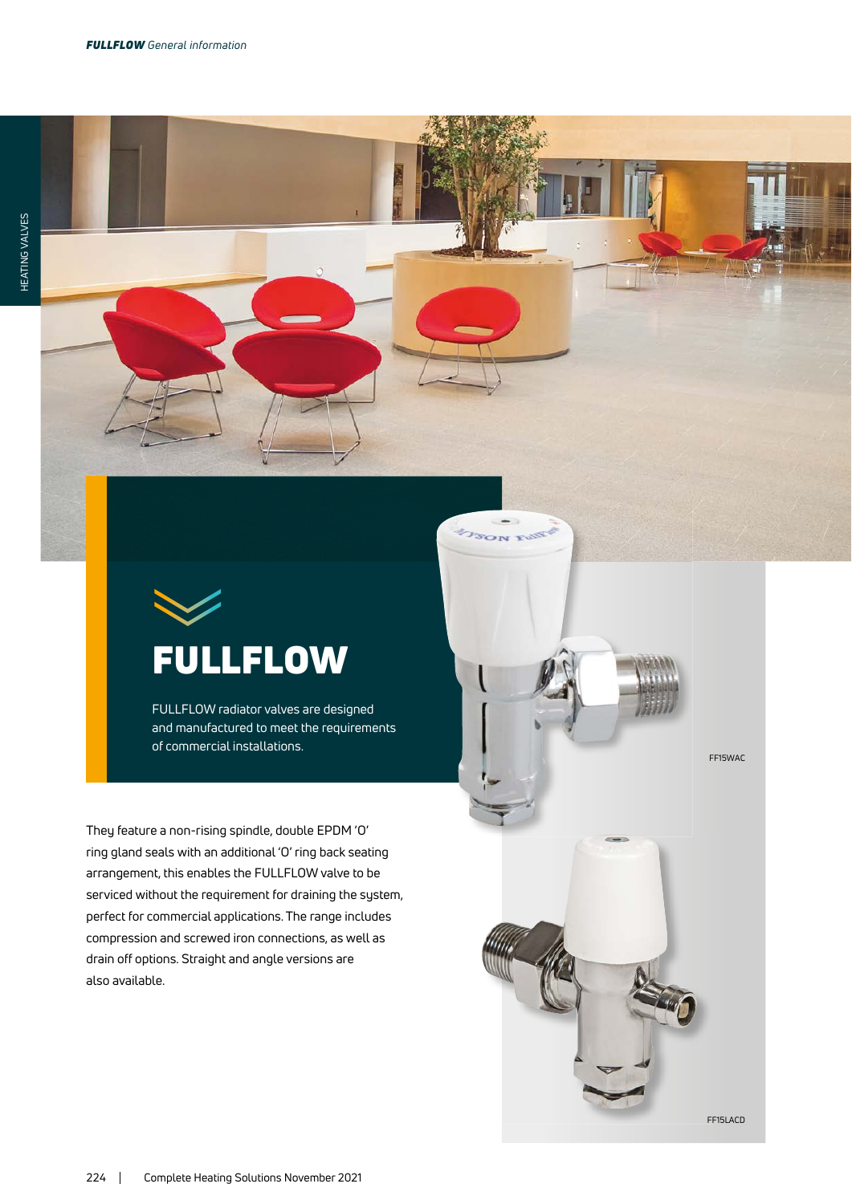# FULLFLOW

FULLFLOW radiator valves are designed and manufactured to meet the requirements of commercial installations.

They feature a non-rising spindle, double EPDM 'O' ring gland seals with an additional 'O' ring back seating arrangement, this enables the FULLFLOW valve to be serviced without the requirement for draining the system, perfect for commercial applications. The range includes compression and screwed iron connections, as well as drain off options. Straight and angle versions are also available.

FF15WAC

FF15LACD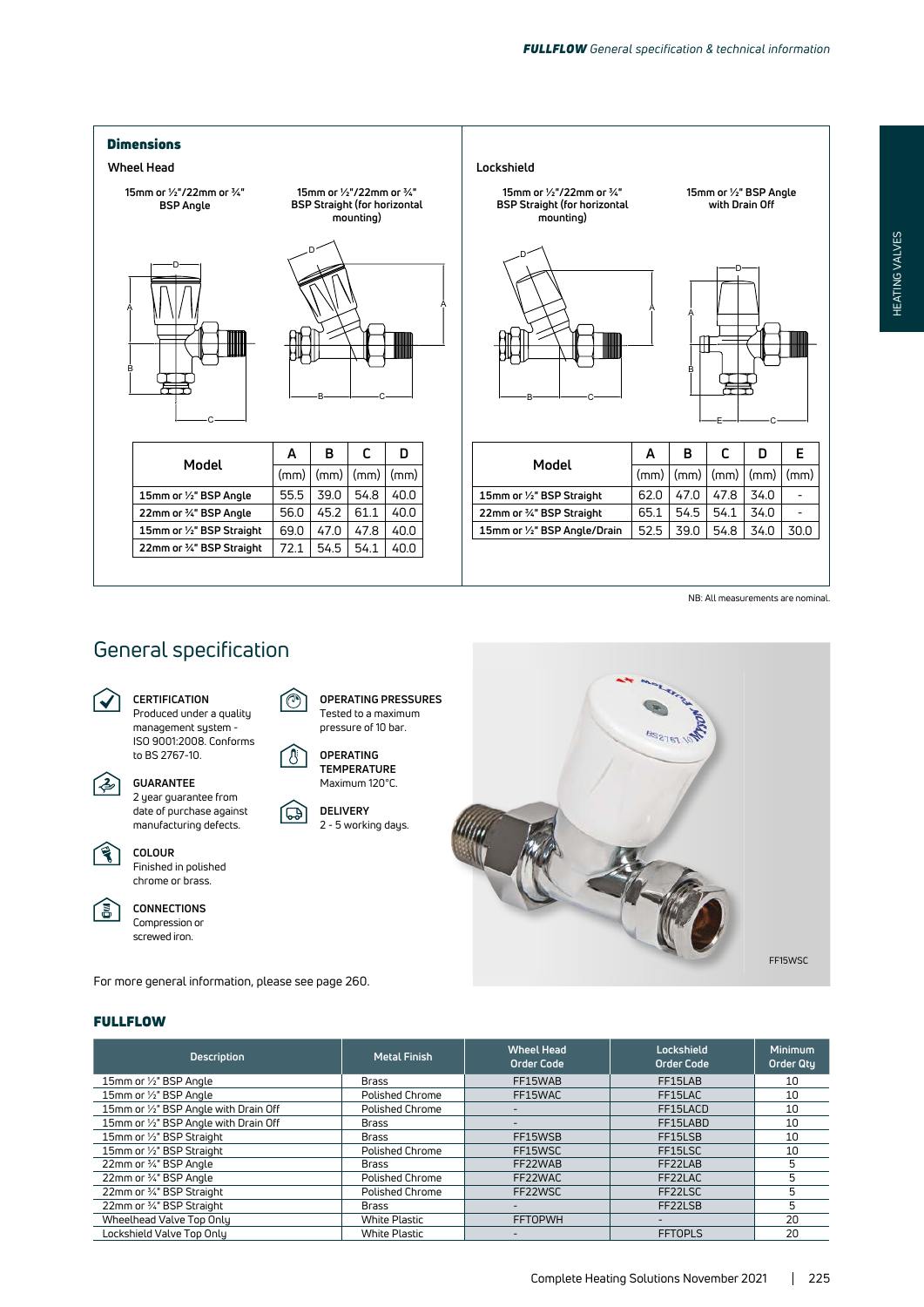## Dimensions

### Wheel Head

15mm or ½"/22mm or ¾" BSP Angle

15mm or ½"/22mm or ¾" BSP Straight (for horizontal mounting)

| Model | A | B | C | D |
|---|---|---|---|---|
| | (mm) | (mm) | (mm) | (mm) |
| 15mm or ½" BSP Angle | 55.5 | 39.0 | 54.8 | 40.0 |
| 22mm or ¾" BSP Angle | 56.0 | 45.2 | 61.1 | 40.0 |
| 15mm or ½" BSP Straight | 69.0 | 47.0 | 47.8 | 40.0 |
| 22mm or ¾" BSP Straight | 72.1 | 54.5 | 54.1 | 40.0 |

### Lockshield

15mm or ½"/22mm or ¾" BSP Straight (for horizontal mounting)

15mm or ½" BSP Angle with Drain Off

| Model | A | B | C | D | E |
|---|---|---|---|---|---|
| | (mm) | (mm) | (mm) | (mm) | (mm) |
| 15mm or ½" BSP Straight | 62.0 | 47.0 | 47.8 | 34.0 | - |
| 22mm or ¾" BSP Straight | 65.1 | 54.5 | 54.1 | 34.0 | - |
| 15mm or ½" BSP Angle/Drain | 52.5 | 39.0 | 54.8 | 34.0 | 30.0 |

NB: All measurements are nominal.

# General specification

**CERTIFICATION**
Produced under a quality management system - ISO 9001:2008. Conforms to BS 2767-10.

**GUARANTEE**
2 year guarantee from date of purchase against manufacturing defects.

**COLOUR**
Finished in polished chrome or brass.

**CONNECTIONS**
Compression or screwed iron.

**OPERATING PRESSURES**
Tested to a maximum pressure of 10 bar.

**OPERATING TEMPERATURE**
Maximum 120°C.

**DELIVERY**
2 - 5 working days.

FF15WSC

For more general information, please see page 260.

## FULLFLOW

| Description | Metal Finish | Wheel Head Order Code | Lockshield Order Code | Minimum Order Qty |
|---|---|---|---|---|
| 15mm or ½" BSP Angle | Brass | FF15WAB | FF15LAB | 10 |
| 15mm or ½" BSP Angle | Polished Chrome | FF15WAC | FF15LAC | 10 |
| 15mm or ½" BSP Angle with Drain Off | Polished Chrome | - | FF15LACD | 10 |
| 15mm or ½" BSP Angle with Drain Off | Brass | - | FF15LABD | 10 |
| 15mm or ½" BSP Straight | Brass | FF15WSB | FF15LSB | 10 |
| 15mm or ½" BSP Straight | Polished Chrome | FF15WSC | FF15LSC | 10 |
| 22mm or ¾" BSP Angle | Brass | FF22WAB | FF22LAB | 5 |
| 22mm or ¾" BSP Angle | Polished Chrome | FF22WAC | FF22LAC | 5 |
| 22mm or ¾" BSP Straight | Polished Chrome | FF22WSC | FF22LSC | 5 |
| 22mm or ¾" BSP Straight | Brass | - | FF22LSB | 5 |
| Wheelhead Valve Top Only | White Plastic | FFTOPWH | - | 20 |
| Lockshield Valve Top Only | White Plastic | - | FFTOPLS | 20 |